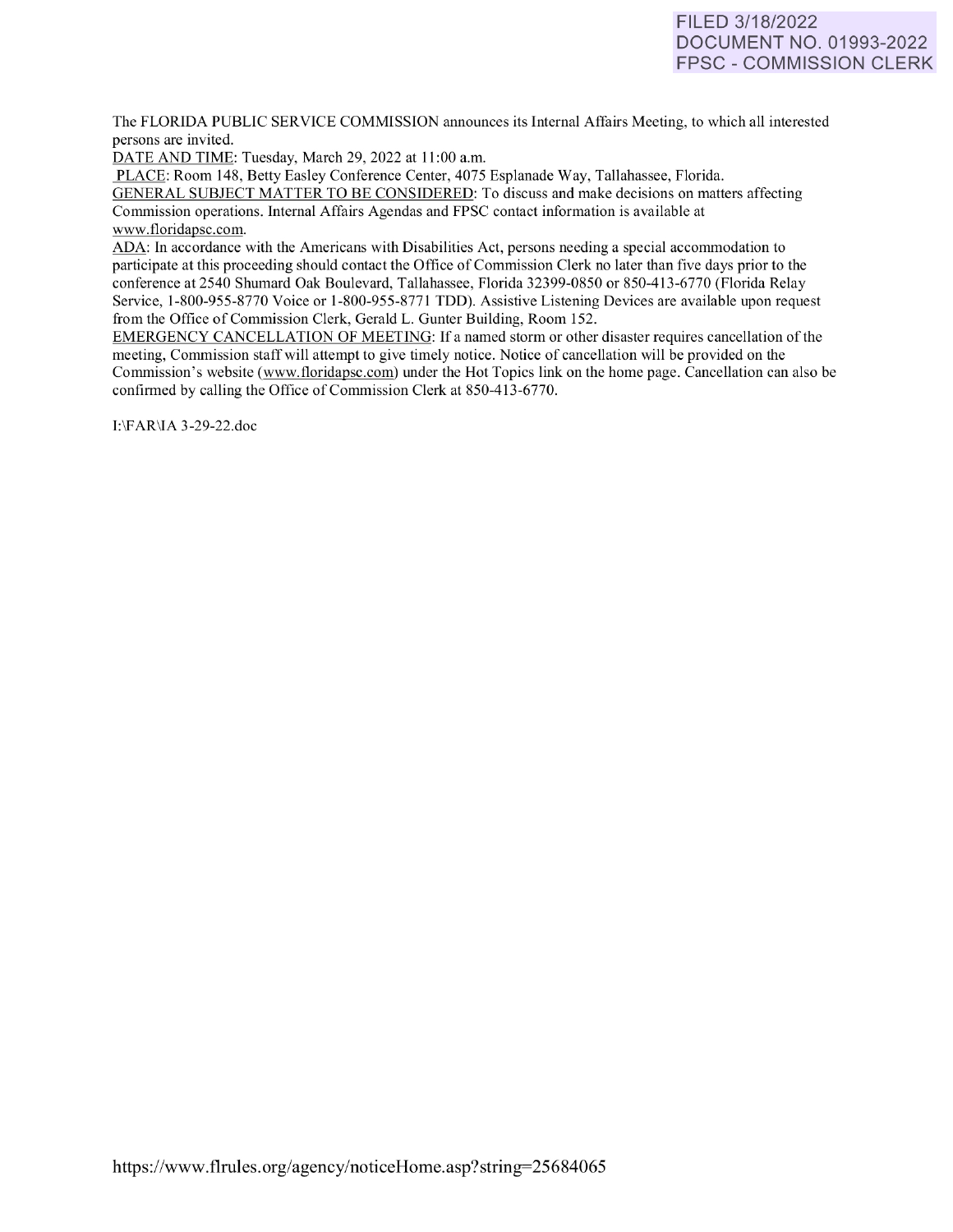FILED 3/18/2022
DOCUMENT NO. 01993-2022
FPSC - COMMISSION CLERK

The FLORIDA PUBLIC SERVICE COMMISSION announces its Internal Affairs Meeting, to which all interested persons are invited.

DATE AND TIME: Tuesday, March 29, 2022 at 11:00 a.m.

PLACE: Room 148, Betty Easley Conference Center, 4075 Esplanade Way, Tallahassee, Florida.

GENERAL SUBJECT MATTER TO BE CONSIDERED: To discuss and make decisions on matters affecting Commission operations. Internal Affairs Agendas and FPSC contact information is available at www.floridapsc.com.

ADA: In accordance with the Americans with Disabilities Act, persons needing a special accommodation to participate at this proceeding should contact the Office of Commission Clerk no later than five days prior to the conference at 2540 Shumard Oak Boulevard, Tallahassee, Florida 32399-0850 or 850-413-6770 (Florida Relay Service, 1-800-955-8770 Voice or 1-800-955-8771 TDD). Assistive Listening Devices are available upon request from the Office of Commission Clerk, Gerald L. Gunter Building, Room 152.

EMERGENCY CANCELLATION OF MEETING: If a named storm or other disaster requires cancellation of the meeting, Commission staff will attempt to give timely notice. Notice of cancellation will be provided on the Commission's website (www.floridapsc.com) under the Hot Topics link on the home page. Cancellation can also be confirmed by calling the Office of Commission Clerk at 850-413-6770.

I:\FAR\IA 3-29-22.doc

https://www.flrules.org/agency/noticeHome.asp?string=25684065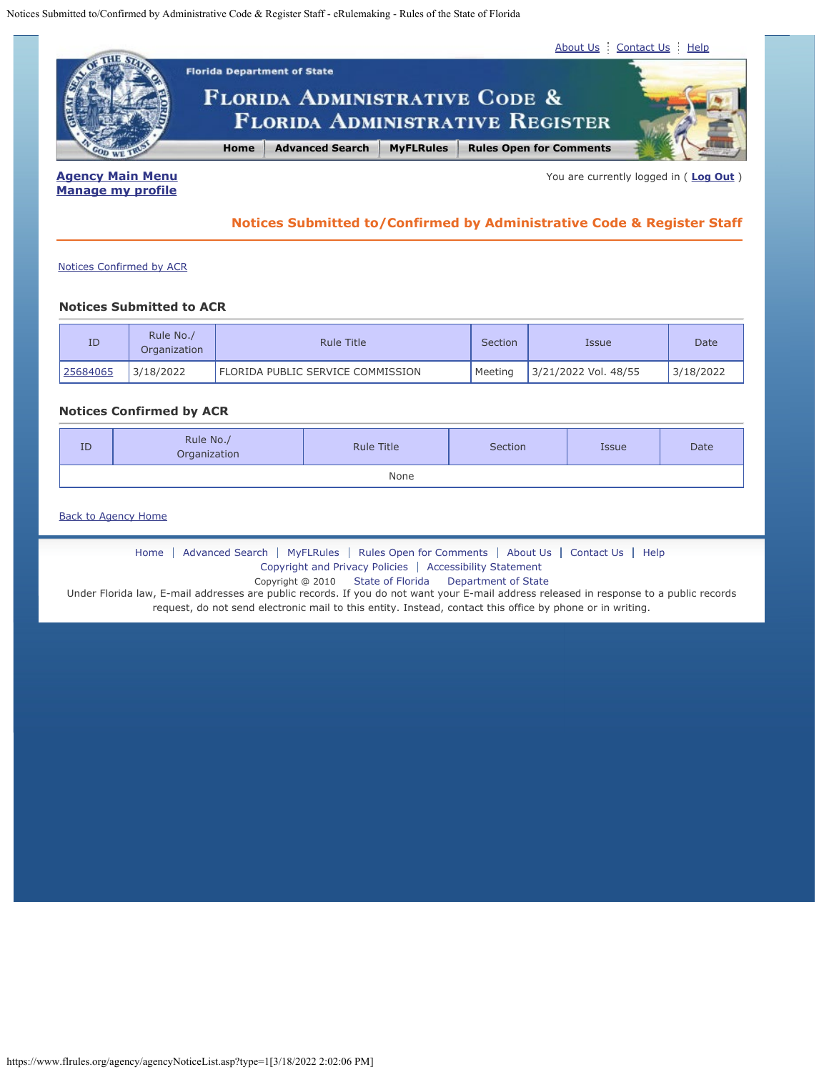About Us | Contact Us | Help

Florida Department of State

# Florida Administrative Code & Florida Administrative Register

Home | Advanced Search | MyFLRules | Rules Open for Comments

**Agency Main Menu**
**Manage my profile**

You are currently logged in ( **Log Out** )

## Notices Submitted to/Confirmed by Administrative Code & Register Staff

Notices Confirmed by ACR

### Notices Submitted to ACR

| ID | Rule No./ Organization | Rule Title | Section | Issue | Date |
|---|---|---|---|---|---|
| 25684065 | 3/18/2022 | FLORIDA PUBLIC SERVICE COMMISSION | Meeting | 3/21/2022 Vol. 48/55 | 3/18/2022 |

### Notices Confirmed by ACR

| ID | Rule No./ Organization | Rule Title | Section | Issue | Date |
|---|---|---|---|---|---|
| None | | | | | |

Back to Agency Home

Home | Advanced Search | MyFLRules | Rules Open for Comments | About Us | Contact Us | Help
Copyright and Privacy Policies | Accessibility Statement
Copyright @ 2010 State of Florida Department of State
Under Florida law, E-mail addresses are public records. If you do not want your E-mail address released in response to a public records request, do not send electronic mail to this entity. Instead, contact this office by phone or in writing.